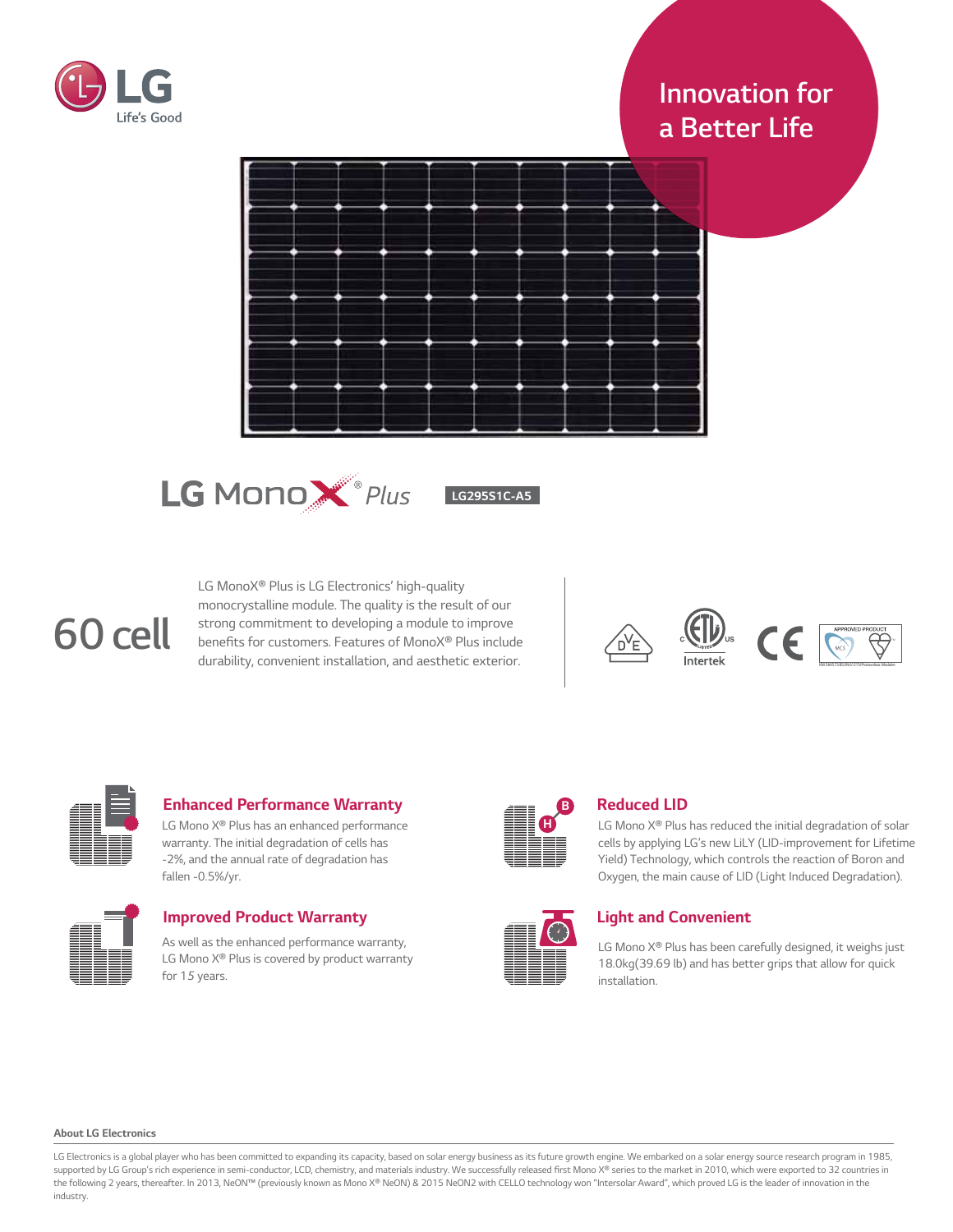LG Life's Good

Innovation for a Better Life

# LG MonoX® Plus

LG295S1C-A5

## 60 cell

LG MonoX® Plus is LG Electronics' high-quality monocrystalline module. The quality is the result of our strong commitment to developing a module to improve benefits for customers. Features of MonoX® Plus include durability, convenient installation, and aesthetic exterior.

### Enhanced Performance Warranty

LG Mono X® Plus has an enhanced performance warranty. The initial degradation of cells has -2%, and the annual rate of degradation has fallen -0.5%/yr.

### Improved Product Warranty

As well as the enhanced performance warranty, LG Mono X® Plus is covered by product warranty for 15 years.

### Reduced LID

LG Mono X® Plus has reduced the initial degradation of solar cells by applying LG's new LiLY (LID-improvement for Lifetime Yield) Technology, which controls the reaction of Boron and Oxygen, the main cause of LID (Light Induced Degradation).

### Light and Convenient

LG Mono X® Plus has been carefully designed, it weighs just 18.0kg(39.69 lb) and has better grips that allow for quick installation.

**About LG Electronics**

LG Electronics is a global player who has been committed to expanding its capacity, based on solar energy business as its future growth engine. We embarked on a solar energy source research program in 1985, supported by LG Group's rich experience in semi-conductor, LCD, chemistry, and materials industry. We successfully released first Mono X® series to the market in 2010, which were exported to 32 countries in the following 2 years, thereafter. In 2013, NeON™ (previously known as Mono X® NeON) & 2015 NeON2 with CELLO technology won "Intersolar Award", which proved LG is the leader of innovation in the industry.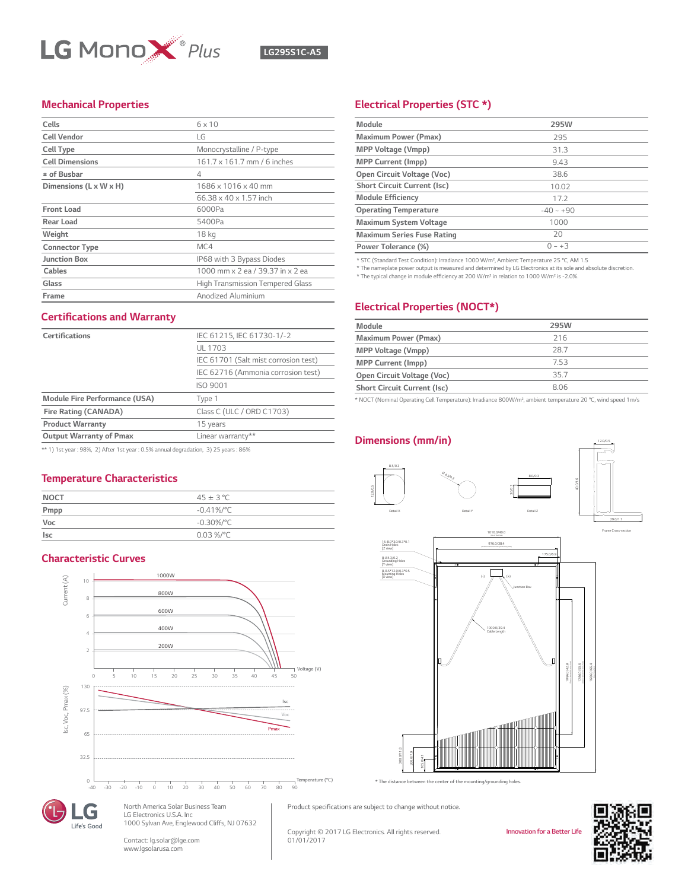# LG MonoX® Plus

LG295S1C-A5

## Mechanical Properties

| | |
|---|---|
| Cells | 6 x 10 |
| Cell Vendor | LG |
| Cell Type | Monocrystalline / P-type |
| Cell Dimensions | 161.7 x 161.7 mm / 6 inches |
| # of Busbar | 4 |
| Dimensions (L x W x H) | 1686 x 1016 x 40 mm |
| | 66.38 x 40 x 1.57 inch |
| Front Load | 6000Pa |
| Rear Load | 5400Pa |
| Weight | 18 kg |
| Connector Type | MC4 |
| Junction Box | IP68 with 3 Bypass Diodes |
| Cables | 1000 mm x 2 ea / 39.37 in x 2 ea |
| Glass | High Transmission Tempered Glass |
| Frame | Anodized Aluminium |

## Certifications and Warranty

| | |
|---|---|
| Certifications | IEC 61215, IEC 61730-1/-2 |
| | UL 1703 |
| | IEC 61701 (Salt mist corrosion test) |
| | IEC 62716 (Ammonia corrosion test) |
| | ISO 9001 |
| Module Fire Performance (USA) | Type 1 |
| Fire Rating (CANADA) | Class C (ULC / ORD C1703) |
| Product Warranty | 15 years |
| Output Warranty of Pmax | Linear warranty** |

** 1) 1st year : 98%, 2) After 1st year : 0.5% annual degradation, 3) 25 years : 86%

## Temperature Characteristics

| | |
|---|---|
| NOCT | 45 ± 3 °C |
| Pmpp | -0.41%/°C |
| Voc | -0.30%/°C |
| Isc | 0.03 %/°C |

## Characteristic Curves

Current (A)

10
8
6
4
2

1000W
800W
600W
400W
200W

0 5 10 15 20 25 30 35 40 45 50 Voltage (V)

Isc, Voc, Pmax (%)

130
97.5
65
32.5
0

Isc
Voc
Pmax

-40 -30 -20 -10 0 10 20 30 40 50 60 70 80 90 Temperature (°C)

## Electrical Properties (STC *)

| Module | 295W |
|---|---|
| Maximum Power (Pmax) | 295 |
| MPP Voltage (Vmpp) | 31.3 |
| MPP Current (Impp) | 9.43 |
| Open Circuit Voltage (Voc) | 38.6 |
| Short Circuit Current (Isc) | 10.02 |
| Module Efficiency | 17.2 |
| Operating Temperature | -40 ~ +90 |
| Maximum System Voltage | 1000 |
| Maximum Series Fuse Rating | 20 |
| Power Tolerance (%) | 0 ~ +3 |

* STC (Standard Test Condition): Irradiance 1000 W/m², Ambient Temperature 25 °C, AM 1.5
* The nameplate power output is measured and determined by LG Electronics at its sole and absolute discretion.
* The typical change in module efficiency at 200 W/m² in relation to 1000 W/m² is -2.0%.

## Electrical Properties (NOCT*)

| Module | 295W |
|---|---|
| Maximum Power (Pmax) | 216 |
| MPP Voltage (Vmpp) | 28.7 |
| MPP Current (Impp) | 7.53 |
| Open Circuit Voltage (Voc) | 35.7 |
| Short Circuit Current (Isc) | 8.06 |

* NOCT (Nominal Operating Cell Temperature): Irradiance 800W/m², ambient temperature 20 °C, wind speed 1m/s

## Dimensions (mm/in)

Detail X
Detail Y
Detail Z
Frame Cross-section
16-8.0*3.0/0.3*0.1 Drain Holes [Z view]
8-Ø4.3/0.2 Grounding Holes [Y view]
8-8.5*12.0/0.3*0.5 Mounting Holes [X view]
1016.0/40.0
976.0/38.4
Junction Box
1000.0/39.4 Cable Length

* The distance between the center of the mounting/grounding holes.

North America Solar Business Team
LG Electronics U.S.A. Inc
1000 Sylvan Ave, Englewood Cliffs, NJ 07632

Contact: lg.solar@lge.com
www.lgsolarusa.com

Product specifications are subject to change without notice.

Copyright © 2017 LG Electronics. All rights reserved.
01/01/2017

Innovation for a Better Life